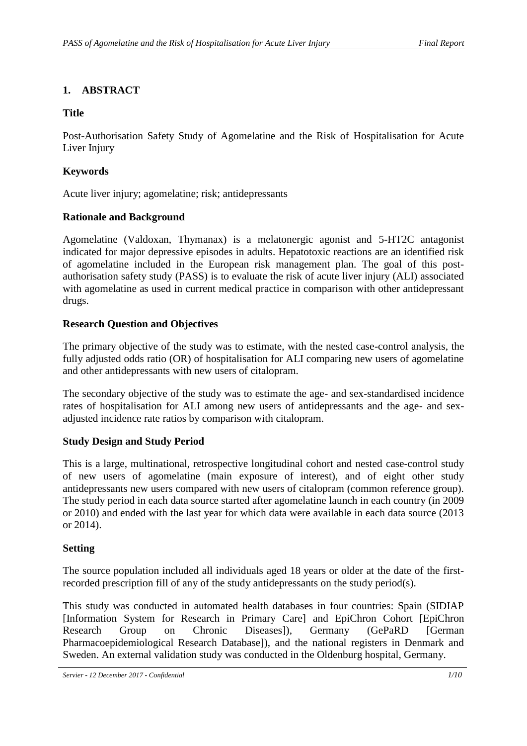# 1. ABSTRACT

## Title

Post-Authorisation Safety Study of Agomelatine and the Risk of Hospitalisation for Acute Liver Injury

## Keywords

Acute liver injury; agomelatine; risk; antidepressants

## Rationale and Background

Agomelatine (Valdoxan, Thymanax) is a melatonergic agonist and 5-HT2C antagonist indicated for major depressive episodes in adults. Hepatotoxic reactions are an identified risk of agomelatine included in the European risk management plan. The goal of this post-authorisation safety study (PASS) is to evaluate the risk of acute liver injury (ALI) associated with agomelatine as used in current medical practice in comparison with other antidepressant drugs.

## Research Question and Objectives

The primary objective of the study was to estimate, with the nested case-control analysis, the fully adjusted odds ratio (OR) of hospitalisation for ALI comparing new users of agomelatine and other antidepressants with new users of citalopram.

The secondary objective of the study was to estimate the age- and sex-standardised incidence rates of hospitalisation for ALI among new users of antidepressants and the age- and sex-adjusted incidence rate ratios by comparison with citalopram.

## Study Design and Study Period

This is a large, multinational, retrospective longitudinal cohort and nested case-control study of new users of agomelatine (main exposure of interest), and of eight other study antidepressants new users compared with new users of citalopram (common reference group). The study period in each data source started after agomelatine launch in each country (in 2009 or 2010) and ended with the last year for which data were available in each data source (2013 or 2014).

## Setting

The source population included all individuals aged 18 years or older at the date of the first-recorded prescription fill of any of the study antidepressants on the study period(s).

This study was conducted in automated health databases in four countries: Spain (SIDIAP [Information System for Research in Primary Care] and EpiChron Cohort [EpiChron Research Group on Chronic Diseases]), Germany (GePaRD [German Pharmacoepidemiological Research Database]), and the national registers in Denmark and Sweden. An external validation study was conducted in the Oldenburg hospital, Germany.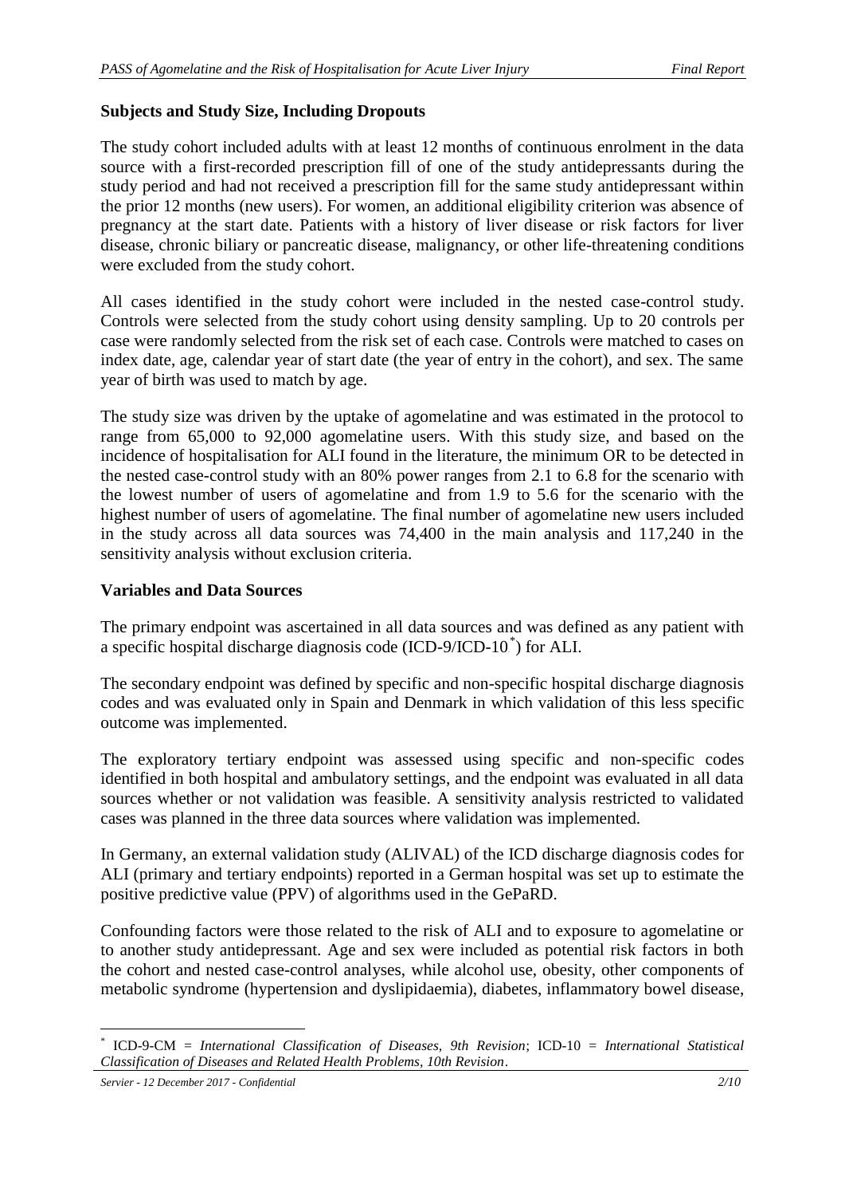**Subjects and Study Size, Including Dropouts**

The study cohort included adults with at least 12 months of continuous enrolment in the data source with a first-recorded prescription fill of one of the study antidepressants during the study period and had not received a prescription fill for the same study antidepressant within the prior 12 months (new users). For women, an additional eligibility criterion was absence of pregnancy at the start date. Patients with a history of liver disease or risk factors for liver disease, chronic biliary or pancreatic disease, malignancy, or other life-threatening conditions were excluded from the study cohort.

All cases identified in the study cohort were included in the nested case-control study. Controls were selected from the study cohort using density sampling. Up to 20 controls per case were randomly selected from the risk set of each case. Controls were matched to cases on index date, age, calendar year of start date (the year of entry in the cohort), and sex. The same year of birth was used to match by age.

The study size was driven by the uptake of agomelatine and was estimated in the protocol to range from 65,000 to 92,000 agomelatine users. With this study size, and based on the incidence of hospitalisation for ALI found in the literature, the minimum OR to be detected in the nested case-control study with an 80% power ranges from 2.1 to 6.8 for the scenario with the lowest number of users of agomelatine and from 1.9 to 5.6 for the scenario with the highest number of users of agomelatine. The final number of agomelatine new users included in the study across all data sources was 74,400 in the main analysis and 117,240 in the sensitivity analysis without exclusion criteria.

**Variables and Data Sources**

The primary endpoint was ascertained in all data sources and was defined as any patient with a specific hospital discharge diagnosis code (ICD-9/ICD-10[*]) for ALI.

The secondary endpoint was defined by specific and non-specific hospital discharge diagnosis codes and was evaluated only in Spain and Denmark in which validation of this less specific outcome was implemented.

The exploratory tertiary endpoint was assessed using specific and non-specific codes identified in both hospital and ambulatory settings, and the endpoint was evaluated in all data sources whether or not validation was feasible. A sensitivity analysis restricted to validated cases was planned in the three data sources where validation was implemented.

In Germany, an external validation study (ALIVAL) of the ICD discharge diagnosis codes for ALI (primary and tertiary endpoints) reported in a German hospital was set up to estimate the positive predictive value (PPV) of algorithms used in the GePaRD.

Confounding factors were those related to the risk of ALI and to exposure to agomelatine or to another study antidepressant. Age and sex were included as potential risk factors in both the cohort and nested case-control analyses, while alcohol use, obesity, other components of metabolic syndrome (hypertension and dyslipidaemia), diabetes, inflammatory bowel disease,

---

[*] ICD-9-CM = *International Classification of Diseases, 9th Revision*; ICD-10 = *International Statistical Classification of Diseases and Related Health Problems, 10th Revision*.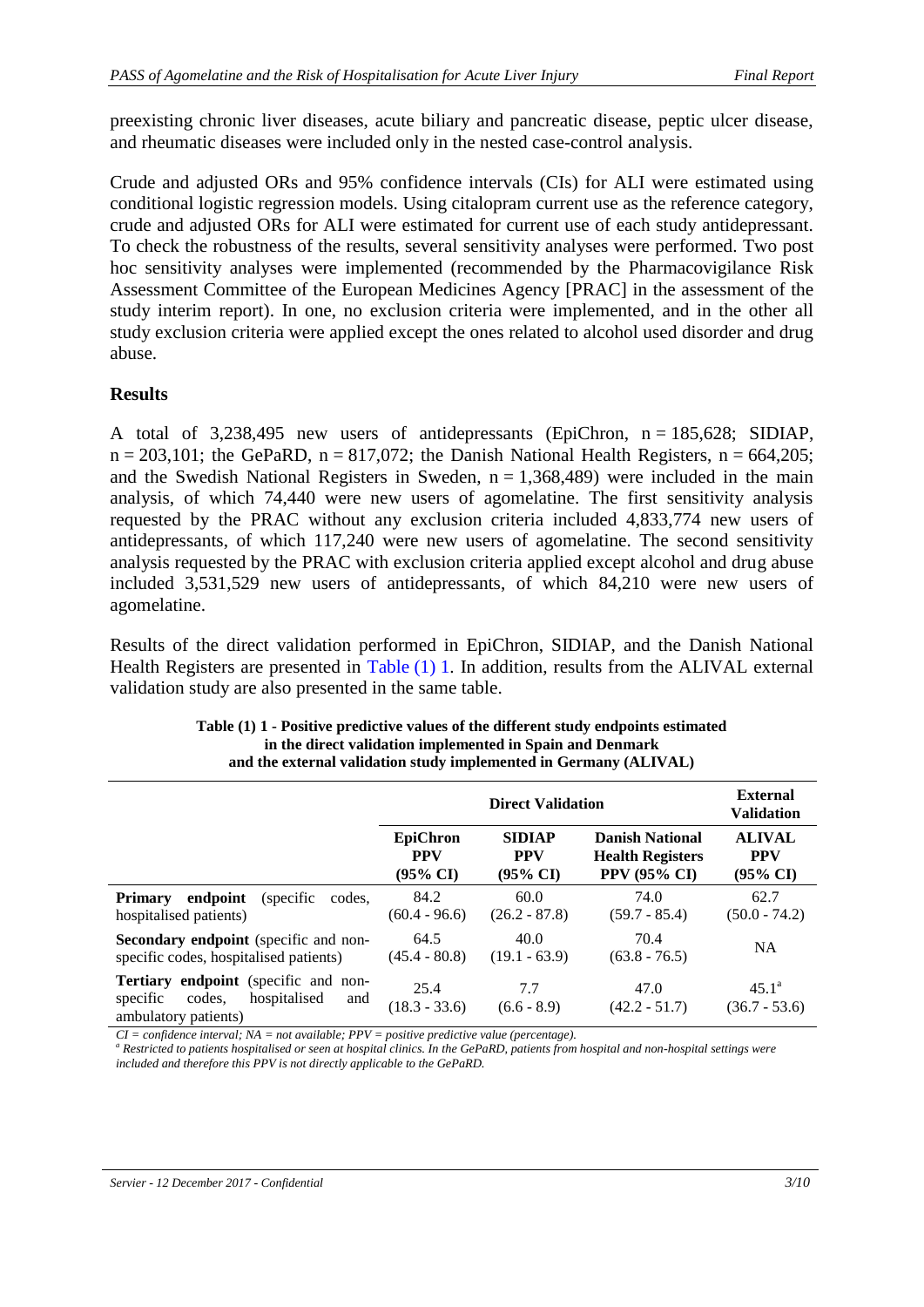preexisting chronic liver diseases, acute biliary and pancreatic disease, peptic ulcer disease, and rheumatic diseases were included only in the nested case-control analysis.

Crude and adjusted ORs and 95% confidence intervals (CIs) for ALI were estimated using conditional logistic regression models. Using citalopram current use as the reference category, crude and adjusted ORs for ALI were estimated for current use of each study antidepressant. To check the robustness of the results, several sensitivity analyses were performed. Two post hoc sensitivity analyses were implemented (recommended by the Pharmacovigilance Risk Assessment Committee of the European Medicines Agency [PRAC] in the assessment of the study interim report). In one, no exclusion criteria were implemented, and in the other all study exclusion criteria were applied except the ones related to alcohol used disorder and drug abuse.

## Results

A total of 3,238,495 new users of antidepressants (EpiChron, n = 185,628; SIDIAP, n = 203,101; the GePaRD, n = 817,072; the Danish National Health Registers, n = 664,205; and the Swedish National Registers in Sweden, n = 1,368,489) were included in the main analysis, of which 74,440 were new users of agomelatine. The first sensitivity analysis requested by the PRAC without any exclusion criteria included 4,833,774 new users of antidepressants, of which 117,240 were new users of agomelatine. The second sensitivity analysis requested by the PRAC with exclusion criteria applied except alcohol and drug abuse included 3,531,529 new users of antidepressants, of which 84,210 were new users of agomelatine.

Results of the direct validation performed in EpiChron, SIDIAP, and the Danish National Health Registers are presented in Table (1) 1. In addition, results from the ALIVAL external validation study are also presented in the same table.

**Table (1) 1 - Positive predictive values of the different study endpoints estimated in the direct validation implemented in Spain and Denmark and the external validation study implemented in Germany (ALIVAL)**

| | Direct Validation | | | External Validation |
|---|---|---|---|---|
| | **EpiChron PPV (95% CI)** | **SIDIAP PPV (95% CI)** | **Danish National Health Registers PPV (95% CI)** | **ALIVAL PPV (95% CI)** |
| **Primary endpoint** (specific codes, hospitalised patients) | 84.2 (60.4 - 96.6) | 60.0 (26.2 - 87.8) | 74.0 (59.7 - 85.4) | 62.7 (50.0 - 74.2) |
| **Secondary endpoint** (specific and non-specific codes, hospitalised patients) | 64.5 (45.4 - 80.8) | 40.0 (19.1 - 63.9) | 70.4 (63.8 - 76.5) | NA |
| **Tertiary endpoint** (specific and non-specific codes, hospitalised and ambulatory patients) | 25.4 (18.3 - 33.6) | 7.7 (6.6 - 8.9) | 47.0 (42.2 - 51.7) | 45.1[a] (36.7 - 53.6) |

*CI = confidence interval; NA = not available; PPV = positive predictive value (percentage).*
*[a] Restricted to patients hospitalised or seen at hospital clinics. In the GePaRD, patients from hospital and non-hospital settings were included and therefore this PPV is not directly applicable to the GePaRD.*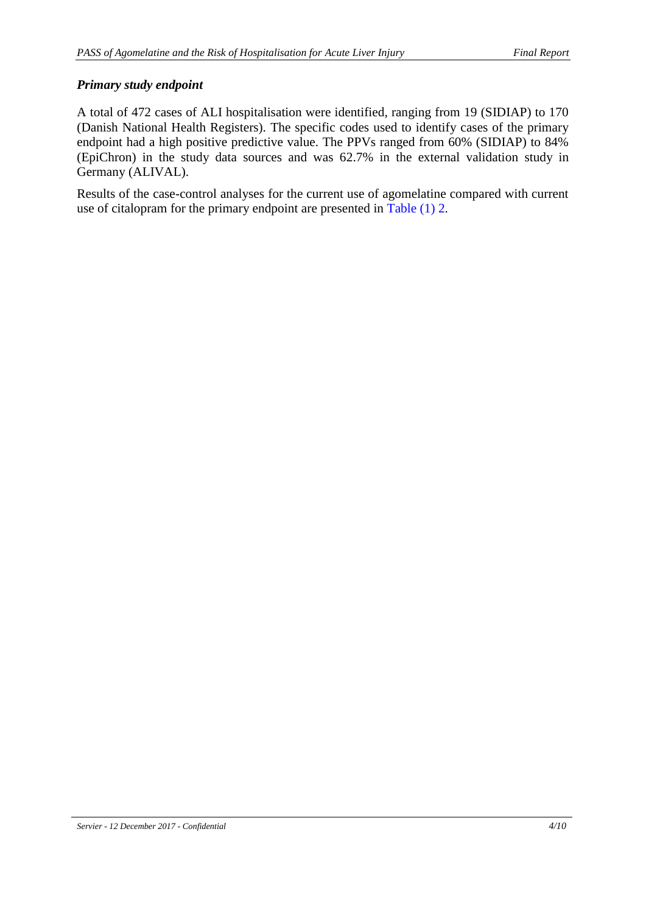### ***Primary study endpoint***

A total of 472 cases of ALI hospitalisation were identified, ranging from 19 (SIDIAP) to 170 (Danish National Health Registers). The specific codes used to identify cases of the primary endpoint had a high positive predictive value. The PPVs ranged from 60% (SIDIAP) to 84% (EpiChron) in the study data sources and was 62.7% in the external validation study in Germany (ALIVAL).

Results of the case-control analyses for the current use of agomelatine compared with current use of citalopram for the primary endpoint are presented in Table (1) 2.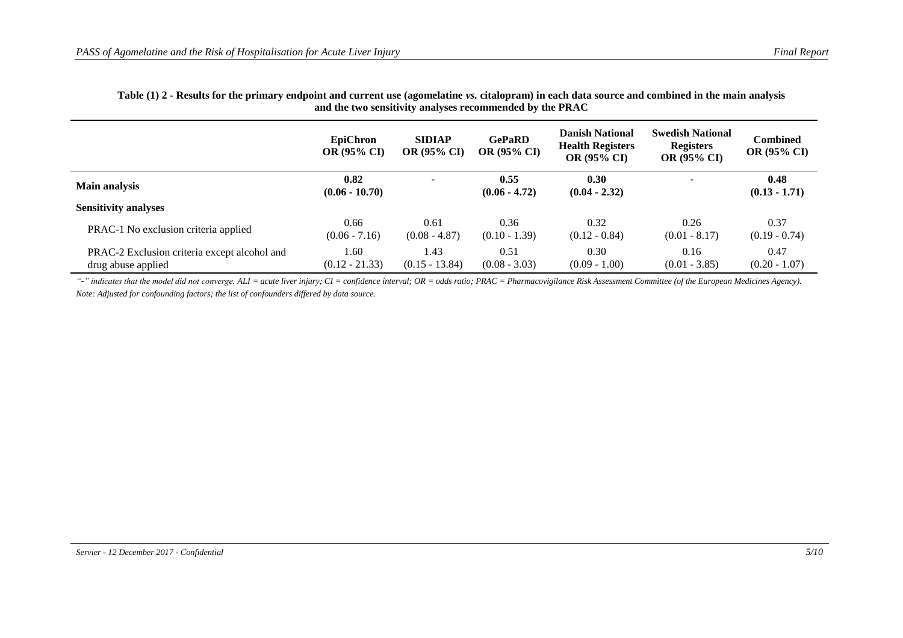**Table (1) 2 - Results for the primary endpoint and current use (agomelatine *vs.* citalopram) in each data source and combined in the main analysis and the two sensitivity analyses recommended by the PRAC**

| | EpiChron OR (95% CI) | SIDIAP OR (95% CI) | GePaRD OR (95% CI) | Danish National Health Registers OR (95% CI) | Swedish National Registers OR (95% CI) | Combined OR (95% CI) |
|---|---|---|---|---|---|---|
| **Main analysis** | **0.82 (0.06 - 10.70)** | **-** | **0.55 (0.06 - 4.72)** | **0.30 (0.04 - 2.32)** | **-** | **0.48 (0.13 - 1.71)** |
| **Sensitivity analyses** | | | | | | |
| PRAC-1 No exclusion criteria applied | 0.66 (0.06 - 7.16) | 0.61 (0.08 - 4.87) | 0.36 (0.10 - 1.39) | 0.32 (0.12 - 0.84) | 0.26 (0.01 - 8.17) | 0.37 (0.19 - 0.74) |
| PRAC-2 Exclusion criteria except alcohol and drug abuse applied | 1.60 (0.12 - 21.33) | 1.43 (0.15 - 13.84) | 0.51 (0.08 - 3.03) | 0.30 (0.09 - 1.00) | 0.16 (0.01 - 3.85) | 0.47 (0.20 - 1.07) |

*"-" indicates that the model did not converge. ALI = acute liver injury; CI = confidence interval; OR = odds ratio; PRAC = Pharmacovigilance Risk Assessment Committee (of the European Medicines Agency).*

*Note: Adjusted for confounding factors; the list of confounders differed by data source.*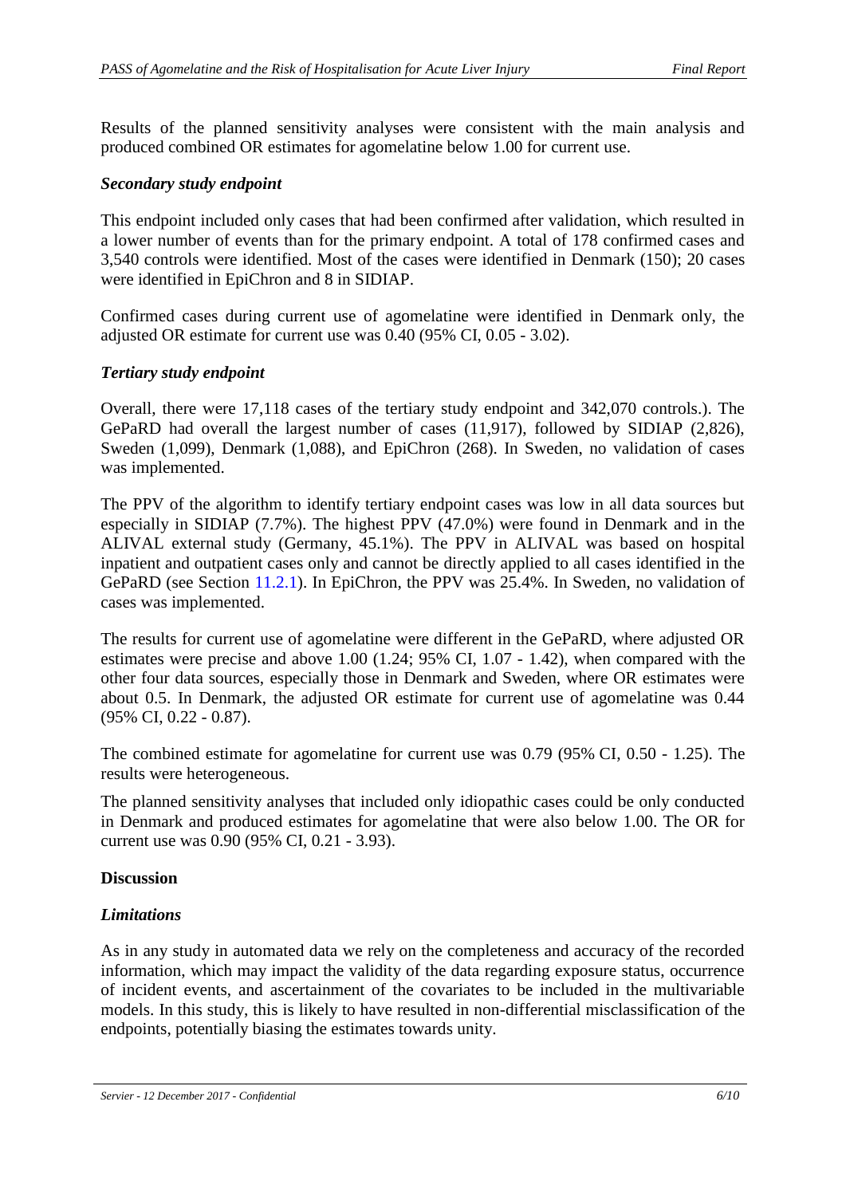Results of the planned sensitivity analyses were consistent with the main analysis and produced combined OR estimates for agomelatine below 1.00 for current use.

*Secondary study endpoint*

This endpoint included only cases that had been confirmed after validation, which resulted in a lower number of events than for the primary endpoint. A total of 178 confirmed cases and 3,540 controls were identified. Most of the cases were identified in Denmark (150); 20 cases were identified in EpiChron and 8 in SIDIAP.

Confirmed cases during current use of agomelatine were identified in Denmark only, the adjusted OR estimate for current use was 0.40 (95% CI, 0.05 - 3.02).

*Tertiary study endpoint*

Overall, there were 17,118 cases of the tertiary study endpoint and 342,070 controls.). The GePaRD had overall the largest number of cases (11,917), followed by SIDIAP (2,826), Sweden (1,099), Denmark (1,088), and EpiChron (268). In Sweden, no validation of cases was implemented.

The PPV of the algorithm to identify tertiary endpoint cases was low in all data sources but especially in SIDIAP (7.7%). The highest PPV (47.0%) were found in Denmark and in the ALIVAL external study (Germany, 45.1%). The PPV in ALIVAL was based on hospital inpatient and outpatient cases only and cannot be directly applied to all cases identified in the GePaRD (see Section 11.2.1). In EpiChron, the PPV was 25.4%. In Sweden, no validation of cases was implemented.

The results for current use of agomelatine were different in the GePaRD, where adjusted OR estimates were precise and above 1.00 (1.24; 95% CI, 1.07 - 1.42), when compared with the other four data sources, especially those in Denmark and Sweden, where OR estimates were about 0.5. In Denmark, the adjusted OR estimate for current use of agomelatine was 0.44 (95% CI, 0.22 - 0.87).

The combined estimate for agomelatine for current use was 0.79 (95% CI, 0.50 - 1.25). The results were heterogeneous.

The planned sensitivity analyses that included only idiopathic cases could be only conducted in Denmark and produced estimates for agomelatine that were also below 1.00. The OR for current use was 0.90 (95% CI, 0.21 - 3.93).

**Discussion**

*Limitations*

As in any study in automated data we rely on the completeness and accuracy of the recorded information, which may impact the validity of the data regarding exposure status, occurrence of incident events, and ascertainment of the covariates to be included in the multivariable models. In this study, this is likely to have resulted in non-differential misclassification of the endpoints, potentially biasing the estimates towards unity.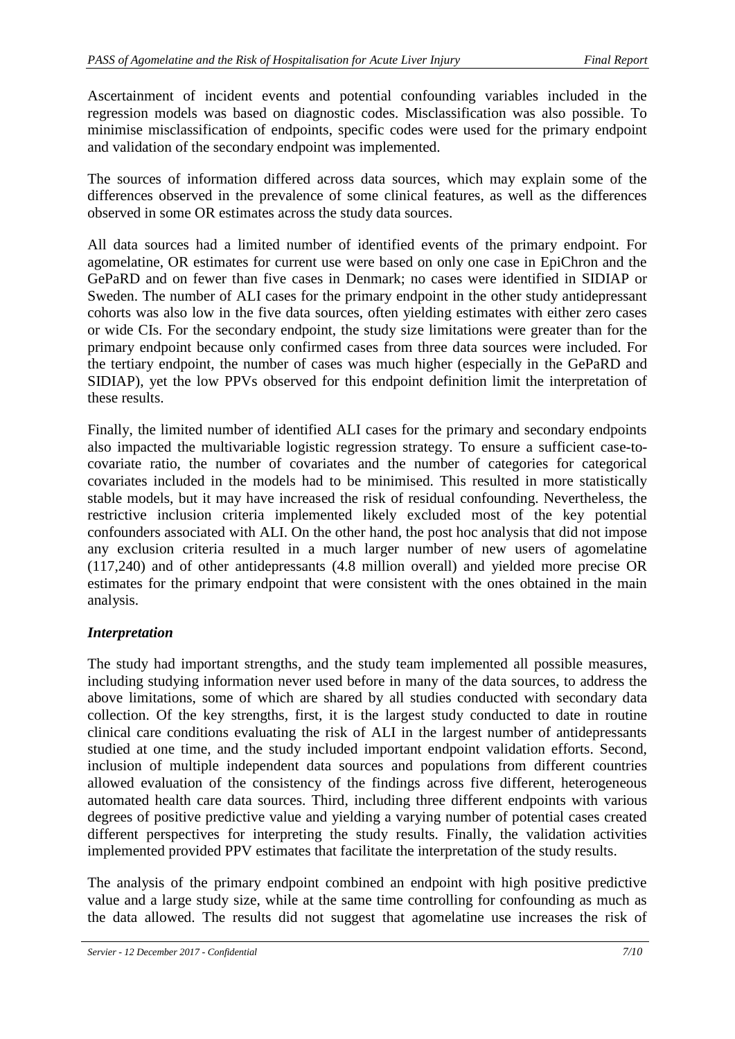Ascertainment of incident events and potential confounding variables included in the regression models was based on diagnostic codes. Misclassification was also possible. To minimise misclassification of endpoints, specific codes were used for the primary endpoint and validation of the secondary endpoint was implemented.

The sources of information differed across data sources, which may explain some of the differences observed in the prevalence of some clinical features, as well as the differences observed in some OR estimates across the study data sources.

All data sources had a limited number of identified events of the primary endpoint. For agomelatine, OR estimates for current use were based on only one case in EpiChron and the GePaRD and on fewer than five cases in Denmark; no cases were identified in SIDIAP or Sweden. The number of ALI cases for the primary endpoint in the other study antidepressant cohorts was also low in the five data sources, often yielding estimates with either zero cases or wide CIs. For the secondary endpoint, the study size limitations were greater than for the primary endpoint because only confirmed cases from three data sources were included. For the tertiary endpoint, the number of cases was much higher (especially in the GePaRD and SIDIAP), yet the low PPVs observed for this endpoint definition limit the interpretation of these results.

Finally, the limited number of identified ALI cases for the primary and secondary endpoints also impacted the multivariable logistic regression strategy. To ensure a sufficient case-to-covariate ratio, the number of covariates and the number of categories for categorical covariates included in the models had to be minimised. This resulted in more statistically stable models, but it may have increased the risk of residual confounding. Nevertheless, the restrictive inclusion criteria implemented likely excluded most of the key potential confounders associated with ALI. On the other hand, the post hoc analysis that did not impose any exclusion criteria resulted in a much larger number of new users of agomelatine (117,240) and of other antidepressants (4.8 million overall) and yielded more precise OR estimates for the primary endpoint that were consistent with the ones obtained in the main analysis.

### *Interpretation*

The study had important strengths, and the study team implemented all possible measures, including studying information never used before in many of the data sources, to address the above limitations, some of which are shared by all studies conducted with secondary data collection. Of the key strengths, first, it is the largest study conducted to date in routine clinical care conditions evaluating the risk of ALI in the largest number of antidepressants studied at one time, and the study included important endpoint validation efforts. Second, inclusion of multiple independent data sources and populations from different countries allowed evaluation of the consistency of the findings across five different, heterogeneous automated health care data sources. Third, including three different endpoints with various degrees of positive predictive value and yielding a varying number of potential cases created different perspectives for interpreting the study results. Finally, the validation activities implemented provided PPV estimates that facilitate the interpretation of the study results.

The analysis of the primary endpoint combined an endpoint with high positive predictive value and a large study size, while at the same time controlling for confounding as much as the data allowed. The results did not suggest that agomelatine use increases the risk of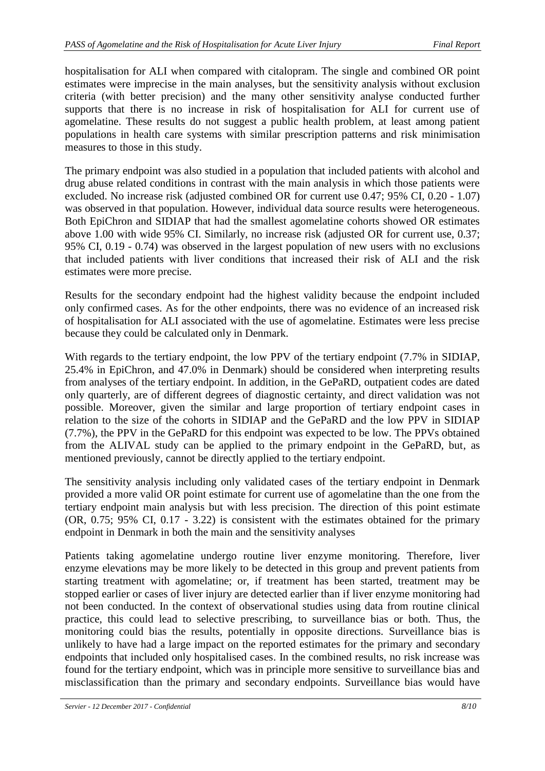hospitalisation for ALI when compared with citalopram. The single and combined OR point estimates were imprecise in the main analyses, but the sensitivity analysis without exclusion criteria (with better precision) and the many other sensitivity analyse conducted further supports that there is no increase in risk of hospitalisation for ALI for current use of agomelatine. These results do not suggest a public health problem, at least among patient populations in health care systems with similar prescription patterns and risk minimisation measures to those in this study.

The primary endpoint was also studied in a population that included patients with alcohol and drug abuse related conditions in contrast with the main analysis in which those patients were excluded. No increase risk (adjusted combined OR for current use 0.47; 95% CI, 0.20 - 1.07) was observed in that population. However, individual data source results were heterogeneous. Both EpiChron and SIDIAP that had the smallest agomelatine cohorts showed OR estimates above 1.00 with wide 95% CI. Similarly, no increase risk (adjusted OR for current use, 0.37; 95% CI, 0.19 - 0.74) was observed in the largest population of new users with no exclusions that included patients with liver conditions that increased their risk of ALI and the risk estimates were more precise.

Results for the secondary endpoint had the highest validity because the endpoint included only confirmed cases. As for the other endpoints, there was no evidence of an increased risk of hospitalisation for ALI associated with the use of agomelatine. Estimates were less precise because they could be calculated only in Denmark.

With regards to the tertiary endpoint, the low PPV of the tertiary endpoint (7.7% in SIDIAP, 25.4% in EpiChron, and 47.0% in Denmark) should be considered when interpreting results from analyses of the tertiary endpoint. In addition, in the GePaRD, outpatient codes are dated only quarterly, are of different degrees of diagnostic certainty, and direct validation was not possible. Moreover, given the similar and large proportion of tertiary endpoint cases in relation to the size of the cohorts in SIDIAP and the GePaRD and the low PPV in SIDIAP (7.7%), the PPV in the GePaRD for this endpoint was expected to be low. The PPVs obtained from the ALIVAL study can be applied to the primary endpoint in the GePaRD, but, as mentioned previously, cannot be directly applied to the tertiary endpoint.

The sensitivity analysis including only validated cases of the tertiary endpoint in Denmark provided a more valid OR point estimate for current use of agomelatine than the one from the tertiary endpoint main analysis but with less precision. The direction of this point estimate (OR, 0.75; 95% CI, 0.17 - 3.22) is consistent with the estimates obtained for the primary endpoint in Denmark in both the main and the sensitivity analyses

Patients taking agomelatine undergo routine liver enzyme monitoring. Therefore, liver enzyme elevations may be more likely to be detected in this group and prevent patients from starting treatment with agomelatine; or, if treatment has been started, treatment may be stopped earlier or cases of liver injury are detected earlier than if liver enzyme monitoring had not been conducted. In the context of observational studies using data from routine clinical practice, this could lead to selective prescribing, to surveillance bias or both. Thus, the monitoring could bias the results, potentially in opposite directions. Surveillance bias is unlikely to have had a large impact on the reported estimates for the primary and secondary endpoints that included only hospitalised cases. In the combined results, no risk increase was found for the tertiary endpoint, which was in principle more sensitive to surveillance bias and misclassification than the primary and secondary endpoints. Surveillance bias would have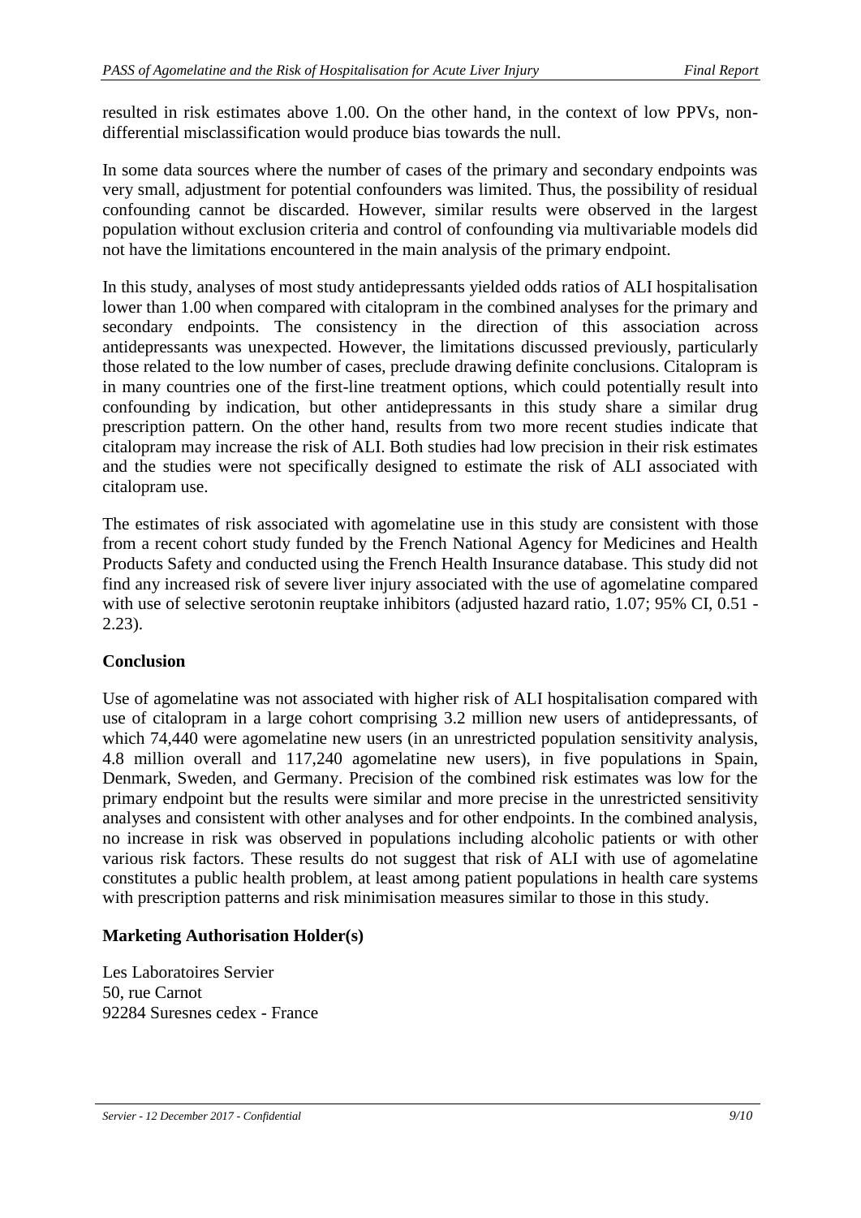resulted in risk estimates above 1.00. On the other hand, in the context of low PPVs, non-differential misclassification would produce bias towards the null.

In some data sources where the number of cases of the primary and secondary endpoints was very small, adjustment for potential confounders was limited. Thus, the possibility of residual confounding cannot be discarded. However, similar results were observed in the largest population without exclusion criteria and control of confounding via multivariable models did not have the limitations encountered in the main analysis of the primary endpoint.

In this study, analyses of most study antidepressants yielded odds ratios of ALI hospitalisation lower than 1.00 when compared with citalopram in the combined analyses for the primary and secondary endpoints. The consistency in the direction of this association across antidepressants was unexpected. However, the limitations discussed previously, particularly those related to the low number of cases, preclude drawing definite conclusions. Citalopram is in many countries one of the first-line treatment options, which could potentially result into confounding by indication, but other antidepressants in this study share a similar drug prescription pattern. On the other hand, results from two more recent studies indicate that citalopram may increase the risk of ALI. Both studies had low precision in their risk estimates and the studies were not specifically designed to estimate the risk of ALI associated with citalopram use.

The estimates of risk associated with agomelatine use in this study are consistent with those from a recent cohort study funded by the French National Agency for Medicines and Health Products Safety and conducted using the French Health Insurance database. This study did not find any increased risk of severe liver injury associated with the use of agomelatine compared with use of selective serotonin reuptake inhibitors (adjusted hazard ratio, 1.07; 95% CI, 0.51 - 2.23).

**Conclusion**

Use of agomelatine was not associated with higher risk of ALI hospitalisation compared with use of citalopram in a large cohort comprising 3.2 million new users of antidepressants, of which 74,440 were agomelatine new users (in an unrestricted population sensitivity analysis, 4.8 million overall and 117,240 agomelatine new users), in five populations in Spain, Denmark, Sweden, and Germany. Precision of the combined risk estimates was low for the primary endpoint but the results were similar and more precise in the unrestricted sensitivity analyses and consistent with other analyses and for other endpoints. In the combined analysis, no increase in risk was observed in populations including alcoholic patients or with other various risk factors. These results do not suggest that risk of ALI with use of agomelatine constitutes a public health problem, at least among patient populations in health care systems with prescription patterns and risk minimisation measures similar to those in this study.

**Marketing Authorisation Holder(s)**

Les Laboratoires Servier
50, rue Carnot
92284 Suresnes cedex - France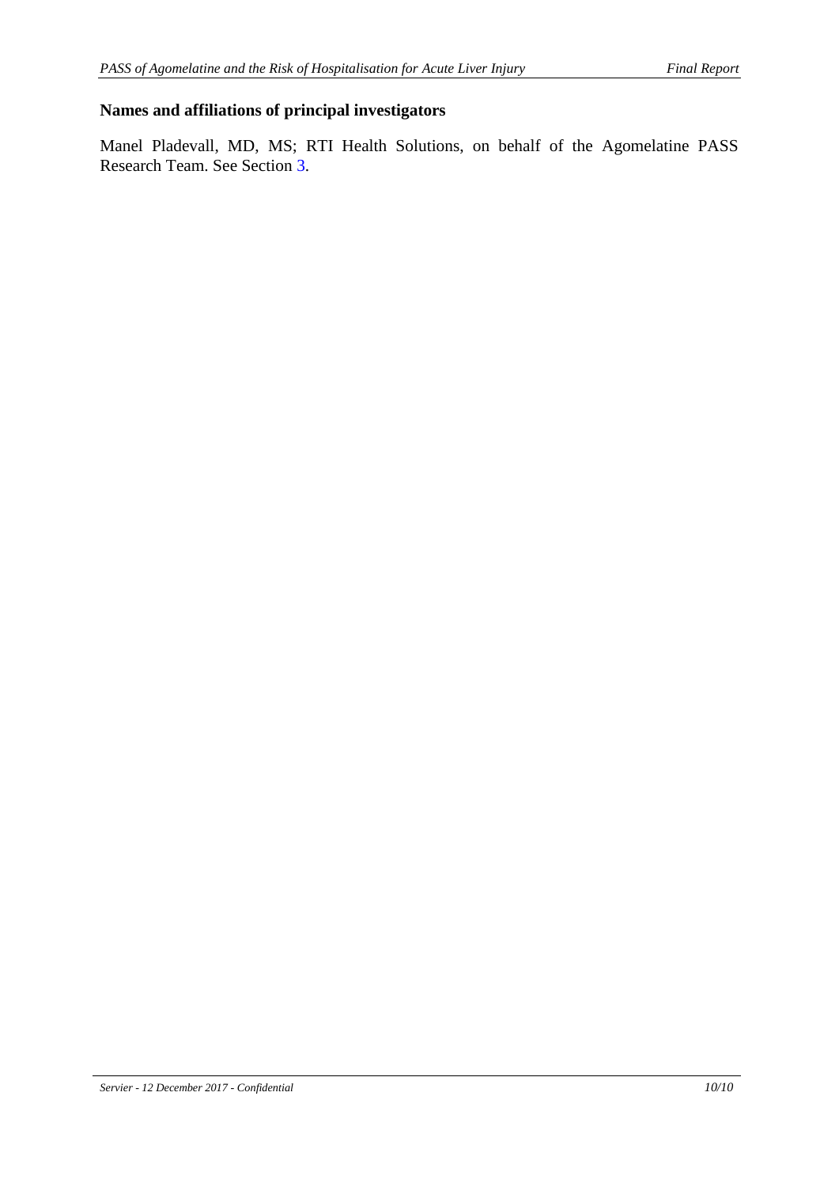**Names and affiliations of principal investigators**

Manel Pladevall, MD, MS; RTI Health Solutions, on behalf of the Agomelatine PASS Research Team. See Section 3.